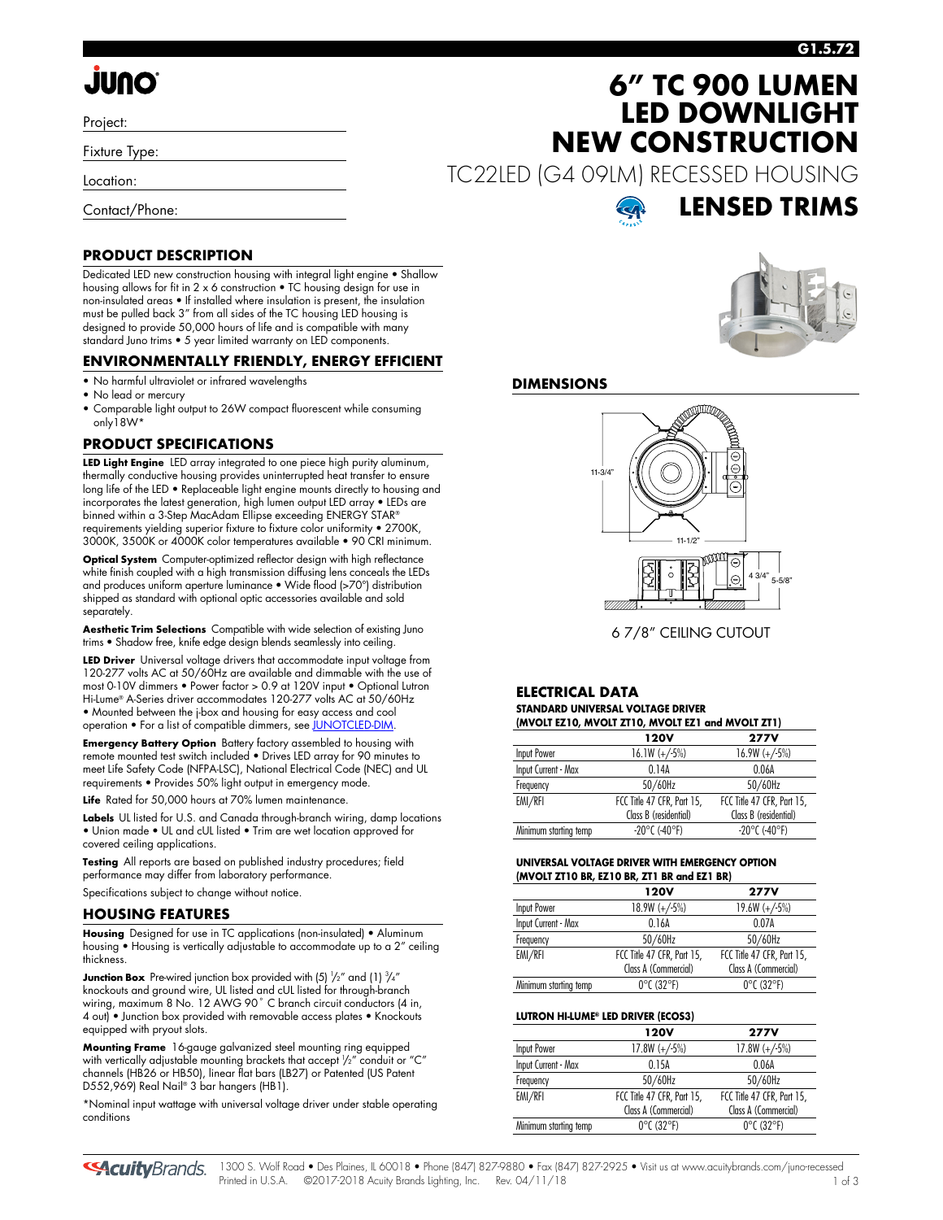# JUNO

Project:

Fixture Type:

Location:

Contact/Phone:

# 6" TC 900 LUMEN LED DOWNLIGHT NEW CONSTRUCTION

TC22LED (G4 09LM) RECESSED HOUSING

## LENSED TRIMS

## PRODUCT DESCRIPTION

Dedicated LED new construction housing with integral light engine • Shallow housing allows for fit in 2 x 6 construction • TC housing design for use in non-insulated areas • If installed where insulation is present, the insulation must be pulled back 3" from all sides of the TC housing LED housing is designed to provide 50,000 hours of life and is compatible with many standard Juno trims • 5 year limited warranty on LED components.

## ENVIRONMENTALLY FRIENDLY, ENERGY EFFICIENT

- No harmful ultraviolet or infrared wavelengths
- No lead or mercury
- Comparable light output to 26W compact fluorescent while consuming only18W*

## PRODUCT SPECIFICATIONS

**LED Light Engine** LED array integrated to one piece high purity aluminum, thermally conductive housing provides uninterrupted heat transfer to ensure long life of the LED • Replaceable light engine mounts directly to housing and incorporates the latest generation, high lumen output LED array • LEDs are binned within a 3-Step MacAdam Ellipse exceeding ENERGY STAR® requirements yielding superior fixture to fixture color uniformity • 2700K, 3000K, 3500K or 4000K color temperatures available • 90 CRI minimum.

**Optical System** Computer-optimized reflector design with high reflectance white finish coupled with a high transmission diffusing lens conceals the LEDs and produces uniform aperture luminance • Wide flood (>70°) distribution shipped as standard with optional optic accessories available and sold separately.

**Aesthetic Trim Selections** Compatible with wide selection of existing Juno trims • Shadow free, knife edge design blends seamlessly into ceiling.

**LED Driver** Universal voltage drivers that accommodate input voltage from 120-277 volts AC at 50/60Hz are available and dimmable with the use of most 0-10V dimmers • Power factor > 0.9 at 120V input • Optional Lutron Hi-Lume® A-Series driver accommodates 120-277 volts AC at 50/60Hz • Mounted between the j-box and housing for easy access and cool operation • For a list of compatible dimmers, see JUNOTCLED-DIM.

**Emergency Battery Option** Battery factory assembled to housing with remote mounted test switch included • Drives LED array for 90 minutes to meet Life Safety Code (NFPA-LSC), National Electrical Code (NEC) and UL requirements • Provides 50% light output in emergency mode.

**Life** Rated for 50,000 hours at 70% lumen maintenance.

**Labels** UL listed for U.S. and Canada through-branch wiring, damp locations • Union made • UL and cUL listed • Trim are wet location approved for covered ceiling applications.

**Testing** All reports are based on published industry procedures; field performance may differ from laboratory performance.

Specifications subject to change without notice.

## HOUSING FEATURES

**Housing** Designed for use in TC applications (non-insulated) • Aluminum housing • Housing is vertically adjustable to accommodate up to a 2" ceiling thickness.

**Junction Box** Pre-wired junction box provided with (5) 1/2" and (1) 3/4" knockouts and ground wire, UL listed and cUL listed for through-branch wiring, maximum 8 No. 12 AWG 90° C branch circuit conductors (4 in, 4 out) • Junction box provided with removable access plates • Knockouts equipped with pryout slots.

**Mounting Frame** 16-gauge galvanized steel mounting ring equipped with vertically adjustable mounting brackets that accept 1/2" conduit or "C" channels (HB26 or HB50), linear flat bars (LB27) or Patented (US Patent D552,969) Real Nail® 3 bar hangers (HB1).

*Nominal input wattage with universal voltage driver under stable operating conditions

## DIMENSIONS

11-3/4"

11-1/2"

4 3/4"

5-5/8"

6 7/8" CEILING CUTOUT

## ELECTRICAL DATA

**STANDARD UNIVERSAL VOLTAGE DRIVER (MVOLT EZ10, MVOLT ZT10, MVOLT EZ1 and MVOLT ZT1)**

| | 120V | 277V |
|---|---|---|
| Input Power | 16.1W (+/-5%) | 16.9W (+/-5%) |
| Input Current - Max | 0.14A | 0.06A |
| Frequency | 50/60Hz | 50/60Hz |
| EMI/RFI | FCC Title 47 CFR, Part 15, Class B (residential) | FCC Title 47 CFR, Part 15, Class B (residential) |
| Minimum starting temp | -20°C (-40°F) | -20°C (-40°F) |

**UNIVERSAL VOLTAGE DRIVER WITH EMERGENCY OPTION (MVOLT ZT10 BR, EZ10 BR, ZT1 BR and EZ1 BR)**

| | 120V | 277V |
|---|---|---|
| Input Power | 18.9W (+/-5%) | 19.6W (+/-5%) |
| Input Current - Max | 0.16A | 0.07A |
| Frequency | 50/60Hz | 50/60Hz |
| EMI/RFI | FCC Title 47 CFR, Part 15, Class A (Commercial) | FCC Title 47 CFR, Part 15, Class A (Commercial) |
| Minimum starting temp | 0°C (32°F) | 0°C (32°F) |

**LUTRON HI-LUME® LED DRIVER (ECOS3)**

| | 120V | 277V |
|---|---|---|
| Input Power | 17.8W (+/-5%) | 17.8W (+/-5%) |
| Input Current - Max | 0.15A | 0.06A |
| Frequency | 50/60Hz | 50/60Hz |
| EMI/RFI | FCC Title 47 CFR, Part 15, Class A (Commercial) | FCC Title 47 CFR, Part 15, Class A (Commercial) |
| Minimum starting temp | 0°C (32°F) | 0°C (32°F) |

AcuityBrands. 1300 S. Wolf Road • Des Plaines, IL 60018 • Phone (847) 827-9880 • Fax (847) 827-2925 • Visit us at www.acuitybrands.com/juno-recessed
Printed in U.S.A. ©2017-2018 Acuity Brands Lighting, Inc. Rev. 04/11/18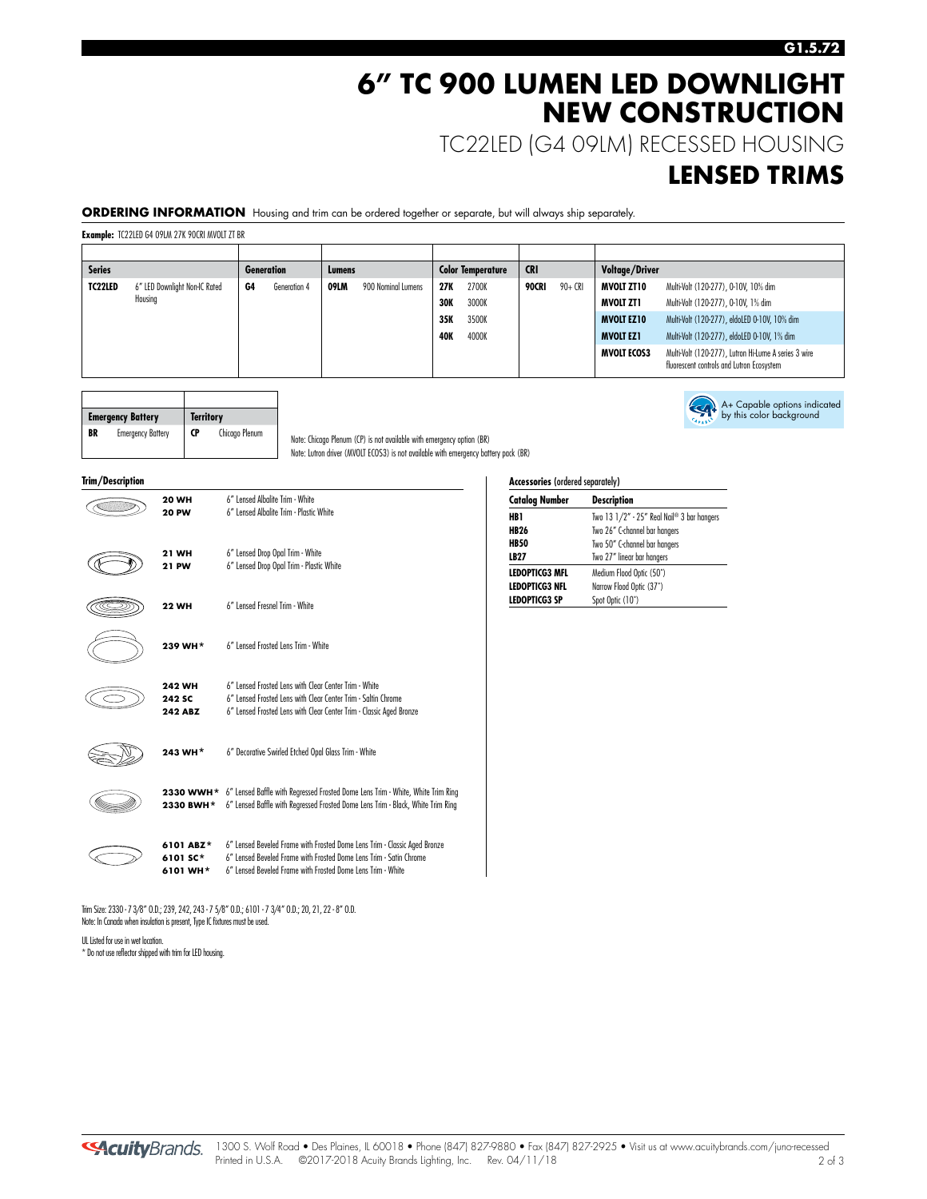# 6" TC 900 LUMEN LED DOWNLIGHT NEW CONSTRUCTION

TC22LED (G4 09LM) RECESSED HOUSING

## LENSED TRIMS

**ORDERING INFORMATION** Housing and trim can be ordered together or separate, but will always ship separately.

**Example:** TC22LED G4 09LM 27K 90CRI MVOLT ZT BR

| Series | | Generation | | Lumens | | Color Temperature | | CRI | | Voltage/Driver | |
|---|---|---|---|---|---|---|---|---|---|---|---|
| **TC22LED** | 6" LED Downlight Non-IC Rated Housing | **G4** | Generation 4 | **09LM** | 900 Nominal Lumens | **27K** | 2700K | **90CRI** | 90+ CRI | **MVOLT ZT10** | Multi-Volt (120-277), 0-10V, 10% dim |
| | | | | | | **30K** | 3000K | | | **MVOLT ZT1** | Multi-Volt (120-277), 0-10V, 1% dim |
| | | | | | | **35K** | 3500K | | | **MVOLT EZ10** | Multi-Volt (120-277), eldoLED 0-10V, 10% dim |
| | | | | | | **40K** | 4000K | | | **MVOLT EZ1** | Multi-Volt (120-277), eldoLED 0-10V, 1% dim |
| | | | | | | | | | | **MVOLT ECOS3** | Multi-Volt (120-277), Lutron Hi-Lume A series 3 wire fluorescent controls and Lutron Ecosystem |

| Emergency Battery | | Territory | |
|---|---|---|---|
| **BR** | Emergency Battery | **CP** | Chicago Plenum |

Note: Chicago Plenum (CP) is not available with emergency option (BR)
Note: Lutron driver (MVOLT ECOS3) is not available with emergency battery pack (BR)

A+ Capable options indicated by this color background

**Trim/Description**

| Catalog | Description |
|---|---|
| **20 WH** | 6" Lensed Albalite Trim - White |
| **20 PW** | 6" Lensed Albalite Trim - Plastic White |
| **21 WH** | 6" Lensed Drop Opal Trim - White |
| **21 PW** | 6" Lensed Drop Opal Trim - Plastic White |
| **22 WH** | 6" Lensed Fresnel Trim - White |
| **239 WH*** | 6" Lensed Frosted Lens Trim - White |
| **242 WH** | 6" Lensed Frosted Lens with Clear Center Trim - White |
| **242 SC** | 6" Lensed Frosted Lens with Clear Center Trim - Saltin Chrome |
| **242 ABZ** | 6" Lensed Frosted Lens with Clear Center Trim - Classic Aged Bronze |
| **243 WH*** | 6" Decorative Swirled Etched Opal Glass Trim - White |
| **2330 WWH*** | 6" Lensed Baffle with Regressed Frosted Dome Lens Trim - White, White Trim Ring |
| **2330 BWH*** | 6" Lensed Baffle with Regressed Frosted Dome Lens Trim - Black, White Trim Ring |
| **6101 ABZ*** | 6" Lensed Beveled Frame with Frosted Dome Lens Trim - Classic Aged Bronze |
| **6101 SC*** | 6" Lensed Beveled Frame with Frosted Dome Lens Trim - Satin Chrome |
| **6101 WH*** | 6" Lensed Beveled Frame with Frosted Dome Lens Trim - White |

Trim Size: 2330 - 7 3/8" O.D.; 239, 242, 243 - 7 5/8" O.D.; 6101 - 7 3/4" O.D.; 20, 21, 22 - 8" O.D.
Note: In Canada when insulation is present, Type IC fixtures must be used.

UL Listed for use in wet location.
* Do not use reflector shipped with trim for LED housing.

**Accessories** (ordered separately)

| Catalog Number | Description |
|---|---|
| **HB1** | Two 13 1/2" - 25" Real Nail® 3 bar hangers |
| **HB26** | Two 26" C-channel bar hangers |
| **HB50** | Two 50" C-channel bar hangers |
| **LB27** | Two 27" linear bar hangers |
| **LEDOPTICG3 MFL** | Medium Flood Optic (50°) |
| **LEDOPTICG3 NFL** | Narrow Flood Optic (37°) |
| **LEDOPTICG3 SP** | Spot Optic (10°) |

1300 S. Wolf Road • Des Plaines, IL 60018 • Phone (847) 827-9880 • Fax (847) 827-2925 • Visit us at www.acuitybrands.com/juno-recessed
Printed in U.S.A. ©2017-2018 Acuity Brands Lighting, Inc. Rev. 04/11/18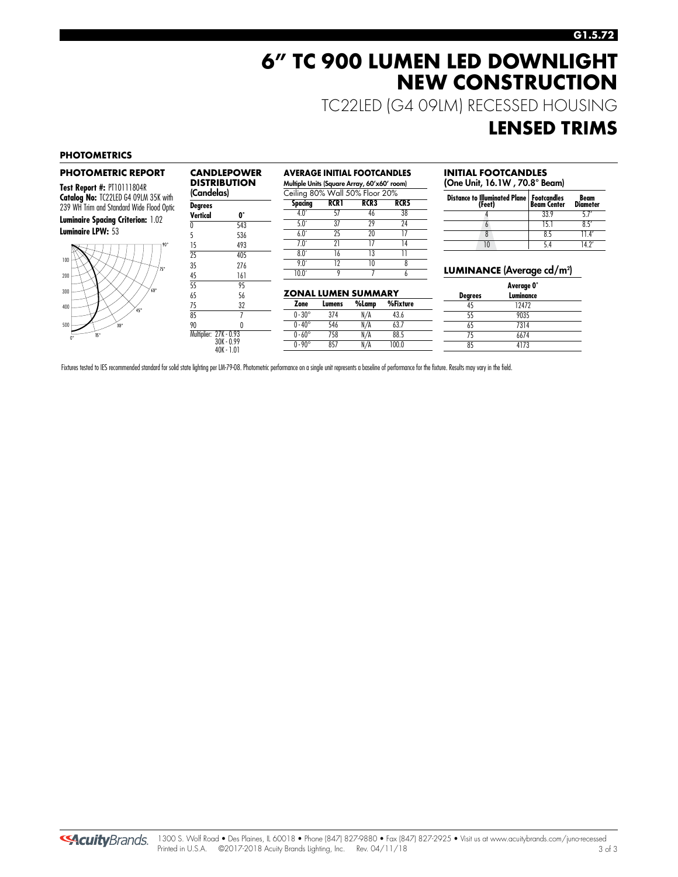# 6" TC 900 LUMEN LED DOWNLIGHT NEW CONSTRUCTION

TC22LED (G4 09LM) RECESSED HOUSING

## LENSED TRIMS

### PHOTOMETRICS

#### PHOTOMETRIC REPORT

**Test Report #:** PT10111804R
**Catalog No:** TC22LED G4 09LM 35K with 239 WH Trim and Standard Wide Flood Optic
**Luminaire Spacing Criterion:** 1.02
**Luminaire LPW:** 53

100
200
300
400
500
0°
15°
30°
45°
60°
75°
90°

#### CANDLEPOWER DISTRIBUTION (Candelas)

| Degrees Vertical | 0° |
|---|---|
| 0 | 543 |
| 5 | 536 |
| 15 | 493 |
| 25 | 405 |
| 35 | 276 |
| 45 | 161 |
| 55 | 95 |
| 65 | 56 |
| 75 | 32 |
| 85 | 7 |
| 90 | 0 |

Multiplier: 27K - 0.93, 30K - 0.99, 40K - 1.01

#### AVERAGE INITIAL FOOTCANDLES

Multiple Units (Square Array, 60'x60' room)
Ceiling 80% Wall 50% Floor 20%

| Spacing | RCR1 | RCR3 | RCR5 |
|---|---|---|---|
| 4.0' | 57 | 46 | 38 |
| 5.0' | 37 | 29 | 24 |
| 6.0' | 25 | 20 | 17 |
| 7.0' | 21 | 17 | 14 |
| 8.0' | 16 | 13 | 11 |
| 9.0' | 12 | 10 | 8 |
| 10.0' | 9 | 7 | 6 |

#### ZONAL LUMEN SUMMARY

| Zone | Lumens | %Lamp | %Fixture |
|---|---|---|---|
| 0 - 30° | 374 | N/A | 43.6 |
| 0 - 40° | 546 | N/A | 63.7 |
| 0 - 60° | 758 | N/A | 88.5 |
| 0 - 90° | 857 | N/A | 100.0 |

#### INITIAL FOOTCANDLES (One Unit, 16.1W , 70.8° Beam)

| Distance to Illuminated Plane (Feet) | Footcandles Beam Center | Beam Diameter |
|---|---|---|
| 4 | 33.9 | 5.7' |
| 6 | 15.1 | 8.5' |
| 8 | 8.5 | 11.4' |
| 10 | 5.4 | 14.2' |

#### LUMINANCE (Average cd/m²)

| Degrees | Average 0° Luminance |
|---|---|
| 45 | 12472 |
| 55 | 9035 |
| 65 | 7314 |
| 75 | 6674 |
| 85 | 4173 |

Fixtures tested to IES recommended standard for solid state lighting per LM-79-08. Photometric performance on a single unit represents a baseline of performance for the fixture. Results may vary in the field.

1300 S. Wolf Road • Des Plaines, IL 60018 • Phone (847) 827-9880 • Fax (847) 827-2925 • Visit us at www.acuitybrands.com/juno-recessed
Printed in U.S.A. ©2017-2018 Acuity Brands Lighting, Inc. Rev. 04/11/18